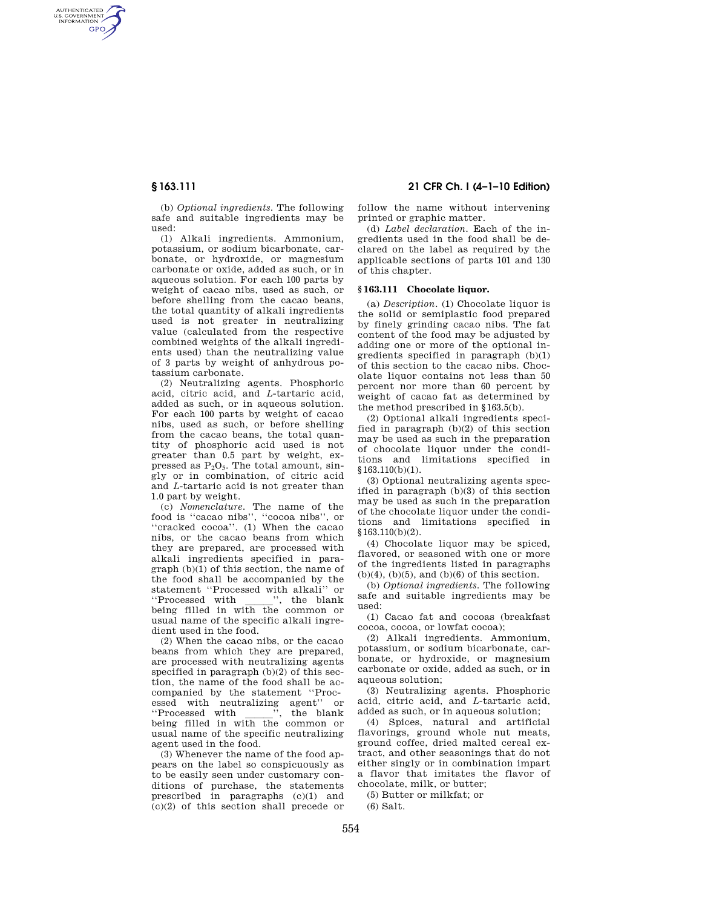(b) *Optional ingredients*. The following safe and suitable ingredients may be used:

(1) Alkali ingredients. Ammonium, potassium, or sodium bicarbonate, carbonate, or hydroxide, or magnesium carbonate or oxide, added as such, or in aqueous solution. For each 100 parts by weight of cacao nibs, used as such, or before shelling from the cacao beans, the total quantity of alkali ingredients used is not greater in neutralizing value (calculated from the respective combined weights of the alkali ingredients used) than the neutralizing value of 3 parts by weight of anhydrous potassium carbonate.

(2) Neutralizing agents. Phosphoric acid, citric acid, and *L*-tartaric acid, added as such, or in aqueous solution. For each 100 parts by weight of cacao nibs, used as such, or before shelling from the cacao beans, the total quantity of phosphoric acid used is not greater than 0.5 part by weight, expressed as $P_2O_5$. The total amount, singly or in combination, of citric acid and *L*-tartaric acid is not greater than 1.0 part by weight.

(c) *Nomenclature*. The name of the food is "cacao nibs", "cocoa nibs", or "cracked cocoa". (1) When the cacao nibs, or the cacao beans from which they are prepared, are processed with alkali ingredients specified in paragraph (b)(1) of this section, the name of the food shall be accompanied by the statement "Processed with alkali" or "Processed with \_\_\_\_\_\_", the blank being filled in with the common or usual name of the specific alkali ingredient used in the food.

(2) When the cacao nibs, or the cacao beans from which they are prepared, are processed with neutralizing agents specified in paragraph (b)(2) of this section, the name of the food shall be accompanied by the statement "Processed with neutralizing agent" or "Processed with \_\_\_\_\_\_", the blank being filled in with the common or usual name of the specific neutralizing agent used in the food.

(3) Whenever the name of the food appears on the label so conspicuously as to be easily seen under customary conditions of purchase, the statements prescribed in paragraphs (c)(1) and (c)(2) of this section shall precede or follow the name without intervening printed or graphic matter.

(d) *Label declaration*. Each of the ingredients used in the food shall be declared on the label as required by the applicable sections of parts 101 and 130 of this chapter.

## § 163.111 Chocolate liquor.

(a) *Description*. (1) Chocolate liquor is the solid or semiplastic food prepared by finely grinding cacao nibs. The fat content of the food may be adjusted by adding one or more of the optional ingredients specified in paragraph (b)(1) of this section to the cacao nibs. Chocolate liquor contains not less than 50 percent nor more than 60 percent by weight of cacao fat as determined by the method prescribed in §163.5(b).

(2) Optional alkali ingredients specified in paragraph (b)(2) of this section may be used as such in the preparation of chocolate liquor under the conditions and limitations specified in §163.110(b)(1).

(3) Optional neutralizing agents specified in paragraph (b)(3) of this section may be used as such in the preparation of the chocolate liquor under the conditions and limitations specified in §163.110(b)(2).

(4) Chocolate liquor may be spiced, flavored, or seasoned with one or more of the ingredients listed in paragraphs (b)(4), (b)(5), and (b)(6) of this section.

(b) *Optional ingredients*. The following safe and suitable ingredients may be used:

(1) Cacao fat and cocoas (breakfast cocoa, cocoa, or lowfat cocoa);

(2) Alkali ingredients. Ammonium, potassium, or sodium bicarbonate, carbonate, or hydroxide, or magnesium carbonate or oxide, added as such, or in aqueous solution;

(3) Neutralizing agents. Phosphoric acid, citric acid, and *L*-tartaric acid, added as such, or in aqueous solution;

(4) Spices, natural and artificial flavorings, ground whole nut meats, ground coffee, dried malted cereal extract, and other seasonings that do not either singly or in combination impart a flavor that imitates the flavor of chocolate, milk, or butter;

(5) Butter or milkfat; or

(6) Salt.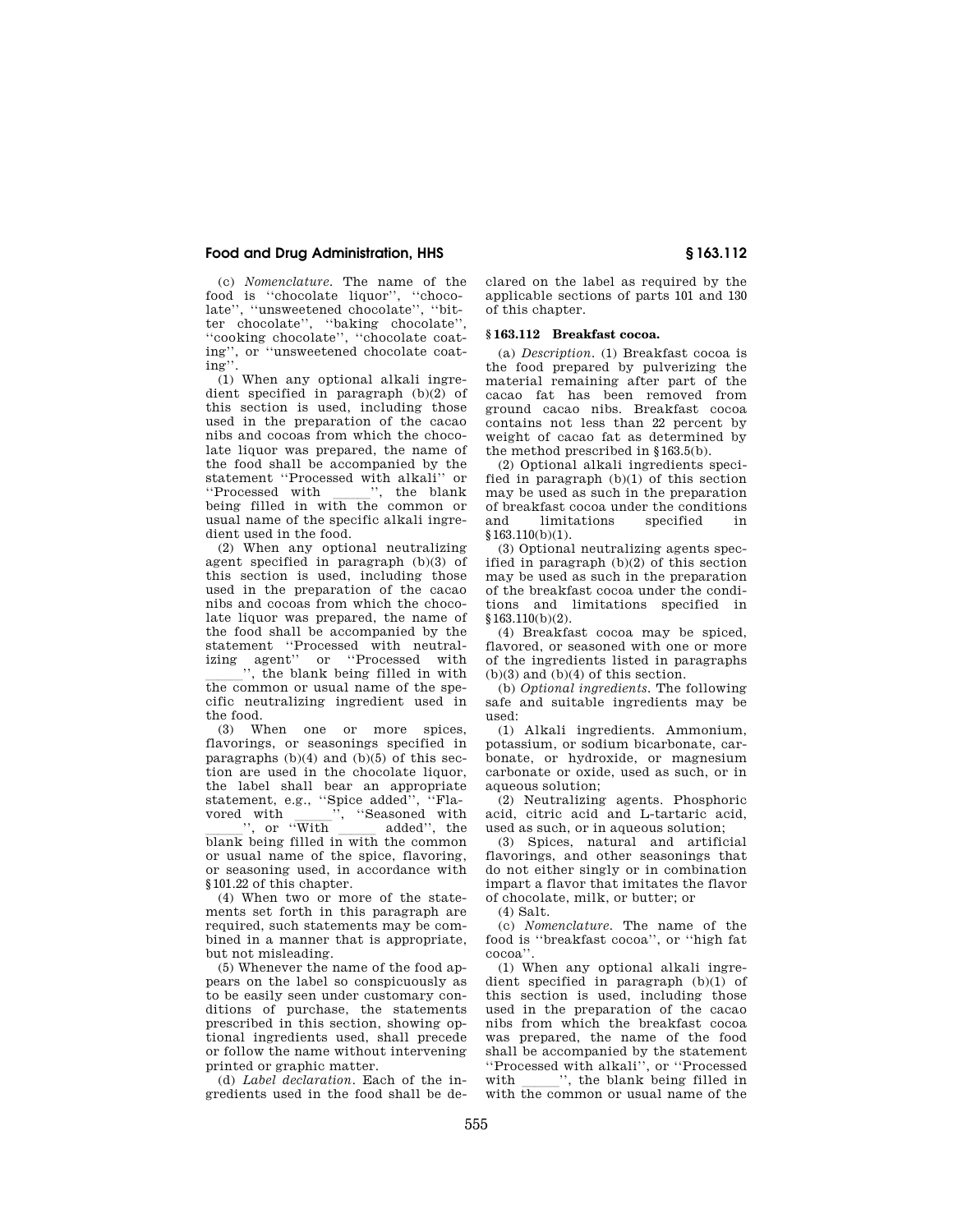(c) *Nomenclature*. The name of the food is "chocolate liquor", "chocolate", "unsweetened chocolate", "bitter chocolate", "baking chocolate", "cooking chocolate", "chocolate coating", or "unsweetened chocolate coating".

(1) When any optional alkali ingredient specified in paragraph (b)(2) of this section is used, including those used in the preparation of the cacao nibs and cocoas from which the chocolate liquor was prepared, the name of the food shall be accompanied by the statement "Processed with alkali" or "Processed with ______", the blank being filled in with the common or usual name of the specific alkali ingredient used in the food.

(2) When any optional neutralizing agent specified in paragraph (b)(3) of this section is used, including those used in the preparation of the cacao nibs and cocoas from which the chocolate liquor was prepared, the name of the food shall be accompanied by the statement "Processed with neutralizing agent" or "Processed with ______", the blank being filled in with the common or usual name of the specific neutralizing ingredient used in the food.

(3) When one or more spices, flavorings, or seasonings specified in paragraphs (b)(4) and (b)(5) of this section are used in the chocolate liquor, the label shall bear an appropriate statement, e.g., "Spice added", "Flavored with ______", "Seasoned with ______", or "With ______ added", the blank being filled in with the common or usual name of the spice, flavoring, or seasoning used, in accordance with §101.22 of this chapter.

(4) When two or more of the statements set forth in this paragraph are required, such statements may be combined in a manner that is appropriate, but not misleading.

(5) Whenever the name of the food appears on the label so conspicuously as to be easily seen under customary conditions of purchase, the statements prescribed in this section, showing optional ingredients used, shall precede or follow the name without intervening printed or graphic matter.

(d) *Label declaration*. Each of the ingredients used in the food shall be declared on the label as required by the applicable sections of parts 101 and 130 of this chapter.

### § 163.112 Breakfast cocoa.

(a) *Description*. (1) Breakfast cocoa is the food prepared by pulverizing the material remaining after part of the cacao fat has been removed from ground cacao nibs. Breakfast cocoa contains not less than 22 percent by weight of cacao fat as determined by the method prescribed in §163.5(b).

(2) Optional alkali ingredients specified in paragraph (b)(1) of this section may be used as such in the preparation of breakfast cocoa under the conditions and limitations specified in §163.110(b)(1).

(3) Optional neutralizing agents specified in paragraph (b)(2) of this section may be used as such in the preparation of the breakfast cocoa under the conditions and limitations specified in §163.110(b)(2).

(4) Breakfast cocoa may be spiced, flavored, or seasoned with one or more of the ingredients listed in paragraphs (b)(3) and (b)(4) of this section.

(b) *Optional ingredients*. The following safe and suitable ingredients may be used:

(1) Alkali ingredients. Ammonium, potassium, or sodium bicarbonate, carbonate, or hydroxide, or magnesium carbonate or oxide, used as such, or in aqueous solution;

(2) Neutralizing agents. Phosphoric acid, citric acid and L-tartaric acid, used as such, or in aqueous solution;

(3) Spices, natural and artificial flavorings, and other seasonings that do not either singly or in combination impart a flavor that imitates the flavor of chocolate, milk, or butter; or

(4) Salt.

(c) *Nomenclature*. The name of the food is "breakfast cocoa", or "high fat cocoa".

(1) When any optional alkali ingredient specified in paragraph (b)(1) of this section is used, including those used in the preparation of the cacao nibs from which the breakfast cocoa was prepared, the name of the food shall be accompanied by the statement "Processed with alkali", or "Processed with ______", the blank being filled in with the common or usual name of the